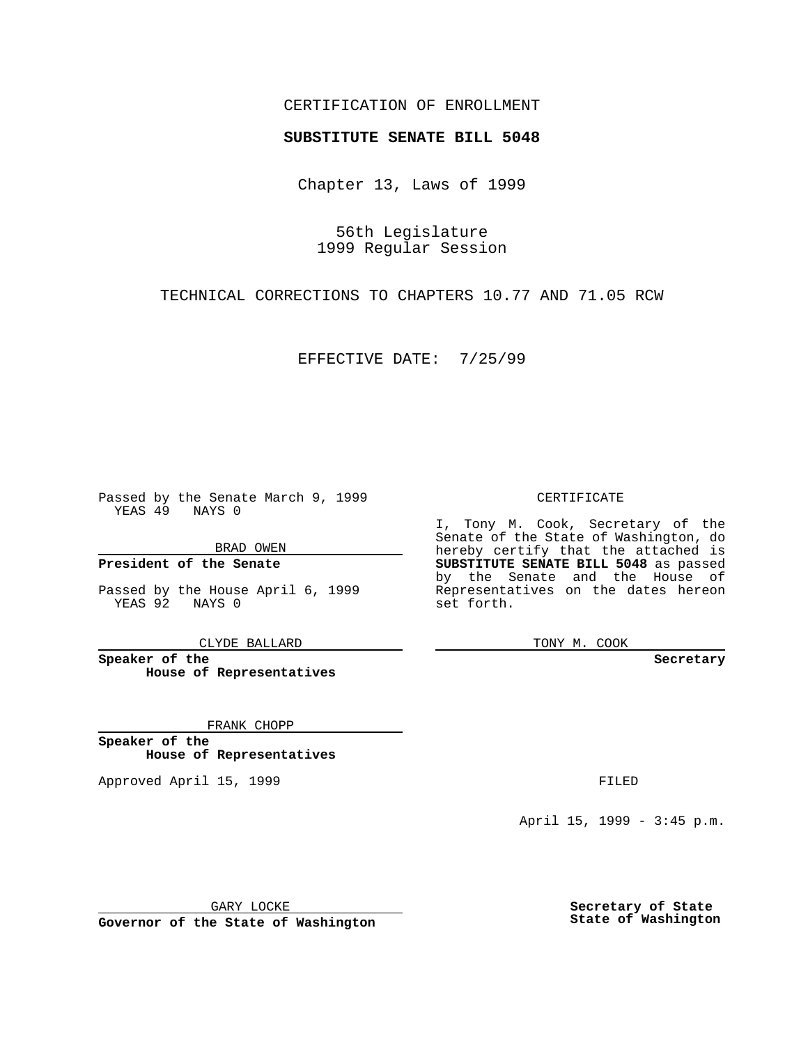CERTIFICATION OF ENROLLMENT

**SUBSTITUTE SENATE BILL 5048**

Chapter 13, Laws of 1999

56th Legislature
1999 Regular Session

TECHNICAL CORRECTIONS TO CHAPTERS 10.77 AND 71.05 RCW

EFFECTIVE DATE: 7/25/99

Passed by the Senate March 9, 1999
YEAS 49 NAYS 0

BRAD OWEN

**President of the Senate**

Passed by the House April 6, 1999
YEAS 92 NAYS 0

CLYDE BALLARD

**Speaker of the House of Representatives**

FRANK CHOPP

**Speaker of the House of Representatives**

Approved April 15, 1999

GARY LOCKE

**Governor of the State of Washington**

CERTIFICATE

I, Tony M. Cook, Secretary of the Senate of the State of Washington, do hereby certify that the attached is **SUBSTITUTE SENATE BILL 5048** as passed by the Senate and the House of Representatives on the dates hereon set forth.

TONY M. COOK

**Secretary**

FILED

April 15, 1999 - 3:45 p.m.

**Secretary of State State of Washington**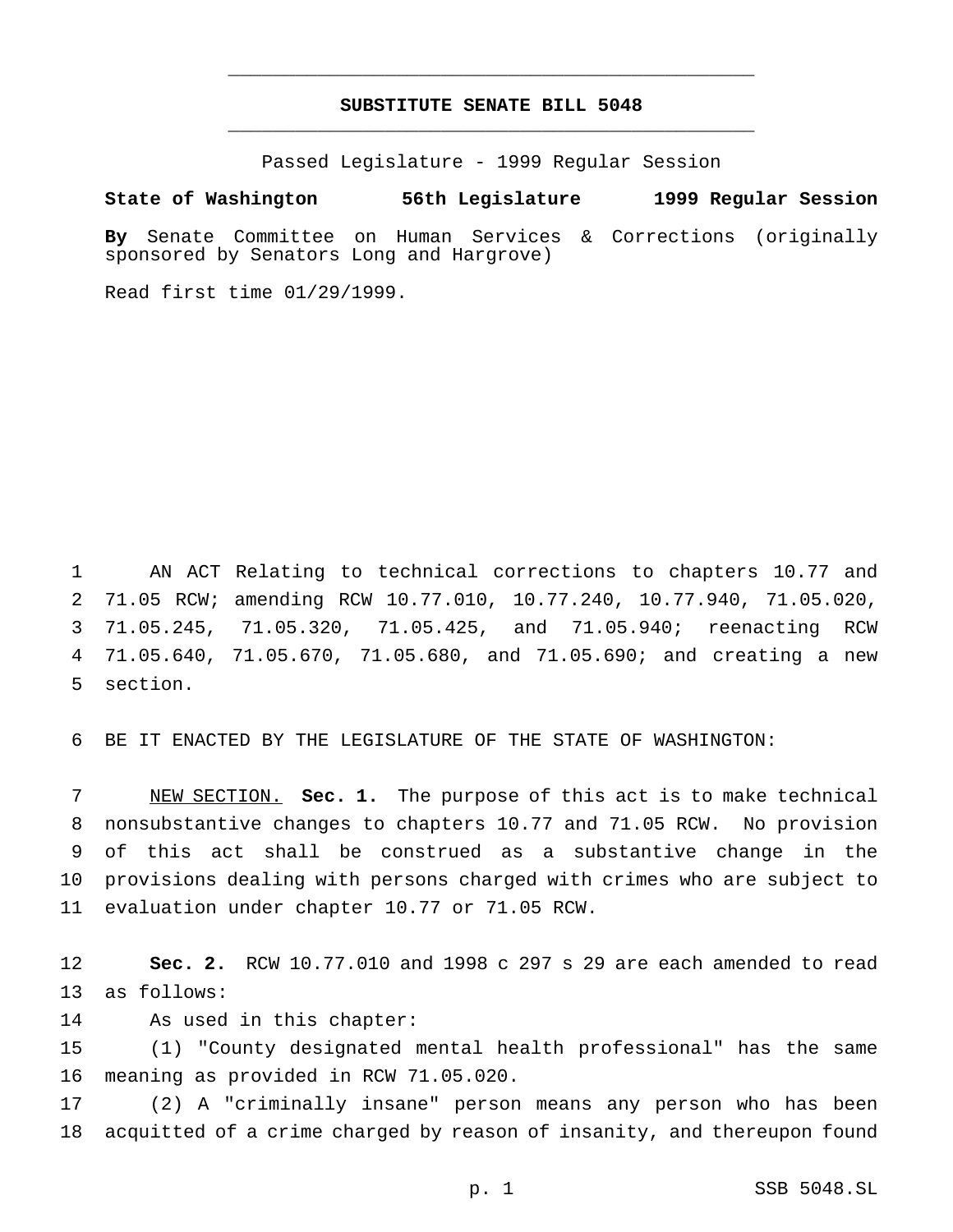# SUBSTITUTE SENATE BILL 5048

Passed Legislature - 1999 Regular Session

**State of Washington 56th Legislature 1999 Regular Session**

**By** Senate Committee on Human Services & Corrections (originally sponsored by Senators Long and Hargrove)

Read first time 01/29/1999.

AN ACT Relating to technical corrections to chapters 10.77 and 71.05 RCW; amending RCW 10.77.010, 10.77.240, 10.77.940, 71.05.020, 71.05.245, 71.05.320, 71.05.425, and 71.05.940; reenacting RCW 71.05.640, 71.05.670, 71.05.680, and 71.05.690; and creating a new section.

BE IT ENACTED BY THE LEGISLATURE OF THE STATE OF WASHINGTON:

NEW SECTION. **Sec. 1.** The purpose of this act is to make technical nonsubstantive changes to chapters 10.77 and 71.05 RCW. No provision of this act shall be construed as a substantive change in the provisions dealing with persons charged with crimes who are subject to evaluation under chapter 10.77 or 71.05 RCW.

**Sec. 2.** RCW 10.77.010 and 1998 c 297 s 29 are each amended to read as follows:

As used in this chapter:

(1) "County designated mental health professional" has the same meaning as provided in RCW 71.05.020.

(2) A "criminally insane" person means any person who has been acquitted of a crime charged by reason of insanity, and thereupon found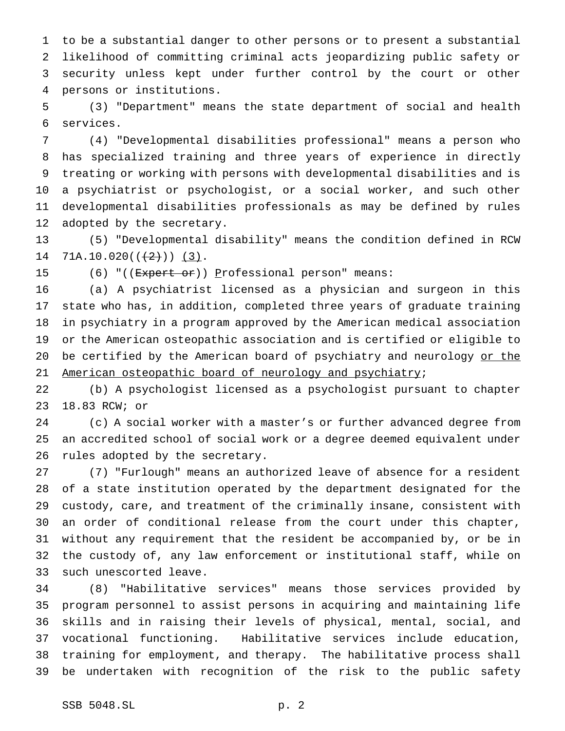to be a substantial danger to other persons or to present a substantial likelihood of committing criminal acts jeopardizing public safety or security unless kept under further control by the court or other persons or institutions.

(3) "Department" means the state department of social and health services.

(4) "Developmental disabilities professional" means a person who has specialized training and three years of experience in directly treating or working with persons with developmental disabilities and is a psychiatrist or psychologist, or a social worker, and such other developmental disabilities professionals as may be defined by rules adopted by the secretary.

(5) "Developmental disability" means the condition defined in RCW 71A.10.020((~~(2)~~)) <u>(3)</u>.

(6) "((~~Expert or~~)) <u>P</u>rofessional person" means:

(a) A psychiatrist licensed as a physician and surgeon in this state who has, in addition, completed three years of graduate training in psychiatry in a program approved by the American medical association or the American osteopathic association and is certified or eligible to be certified by the American board of psychiatry and neurology <u>or the American osteopathic board of neurology and psychiatry</u>;

(b) A psychologist licensed as a psychologist pursuant to chapter 18.83 RCW; or

(c) A social worker with a master's or further advanced degree from an accredited school of social work or a degree deemed equivalent under rules adopted by the secretary.

(7) "Furlough" means an authorized leave of absence for a resident of a state institution operated by the department designated for the custody, care, and treatment of the criminally insane, consistent with an order of conditional release from the court under this chapter, without any requirement that the resident be accompanied by, or be in the custody of, any law enforcement or institutional staff, while on such unescorted leave.

(8) "Habilitative services" means those services provided by program personnel to assist persons in acquiring and maintaining life skills and in raising their levels of physical, mental, social, and vocational functioning. Habilitative services include education, training for employment, and therapy. The habilitative process shall be undertaken with recognition of the risk to the public safety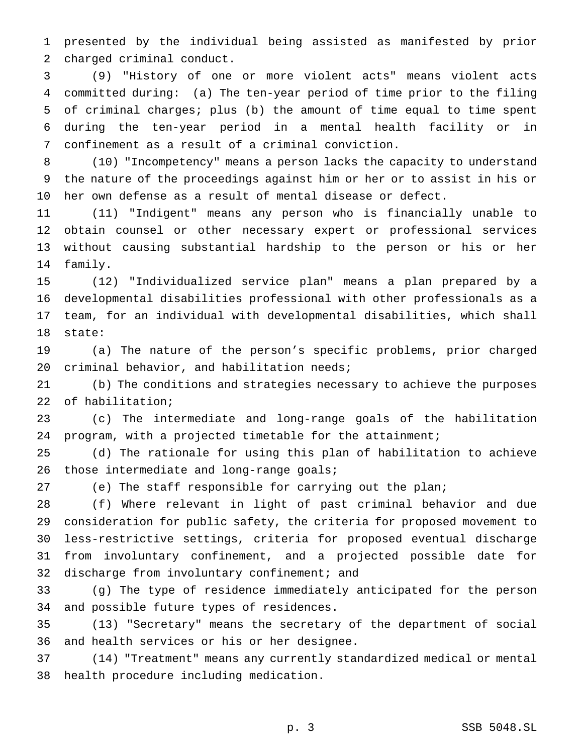presented by the individual being assisted as manifested by prior charged criminal conduct.

(9) "History of one or more violent acts" means violent acts committed during: (a) The ten-year period of time prior to the filing of criminal charges; plus (b) the amount of time equal to time spent during the ten-year period in a mental health facility or in confinement as a result of a criminal conviction.

(10) "Incompetency" means a person lacks the capacity to understand the nature of the proceedings against him or her or to assist in his or her own defense as a result of mental disease or defect.

(11) "Indigent" means any person who is financially unable to obtain counsel or other necessary expert or professional services without causing substantial hardship to the person or his or her family.

(12) "Individualized service plan" means a plan prepared by a developmental disabilities professional with other professionals as a team, for an individual with developmental disabilities, which shall state:

(a) The nature of the person's specific problems, prior charged criminal behavior, and habilitation needs;

(b) The conditions and strategies necessary to achieve the purposes of habilitation;

(c) The intermediate and long-range goals of the habilitation program, with a projected timetable for the attainment;

(d) The rationale for using this plan of habilitation to achieve those intermediate and long-range goals;

(e) The staff responsible for carrying out the plan;

(f) Where relevant in light of past criminal behavior and due consideration for public safety, the criteria for proposed movement to less-restrictive settings, criteria for proposed eventual discharge from involuntary confinement, and a projected possible date for discharge from involuntary confinement; and

(g) The type of residence immediately anticipated for the person and possible future types of residences.

(13) "Secretary" means the secretary of the department of social and health services or his or her designee.

(14) "Treatment" means any currently standardized medical or mental health procedure including medication.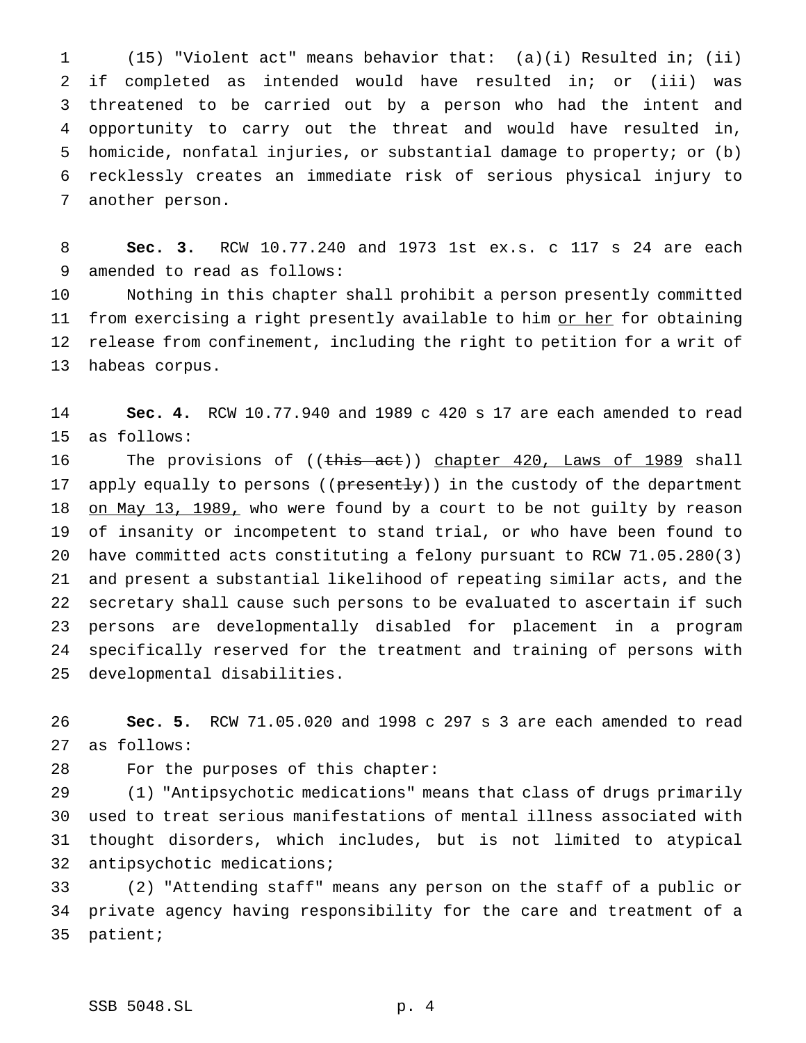(15) "Violent act" means behavior that: (a)(i) Resulted in; (ii) if completed as intended would have resulted in; or (iii) was threatened to be carried out by a person who had the intent and opportunity to carry out the threat and would have resulted in, homicide, nonfatal injuries, or substantial damage to property; or (b) recklessly creates an immediate risk of serious physical injury to another person.

**Sec. 3.** RCW 10.77.240 and 1973 1st ex.s. c 117 s 24 are each amended to read as follows:

Nothing in this chapter shall prohibit a person presently committed from exercising a right presently available to him <u>or her</u> for obtaining release from confinement, including the right to petition for a writ of habeas corpus.

**Sec. 4.** RCW 10.77.940 and 1989 c 420 s 17 are each amended to read as follows:

The provisions of ((~~this act~~)) <u>chapter 420, Laws of 1989</u> shall apply equally to persons ((~~presently~~)) in the custody of the department <u>on May 13, 1989,</u> who were found by a court to be not guilty by reason of insanity or incompetent to stand trial, or who have been found to have committed acts constituting a felony pursuant to RCW 71.05.280(3) and present a substantial likelihood of repeating similar acts, and the secretary shall cause such persons to be evaluated to ascertain if such persons are developmentally disabled for placement in a program specifically reserved for the treatment and training of persons with developmental disabilities.

**Sec. 5.** RCW 71.05.020 and 1998 c 297 s 3 are each amended to read as follows:

For the purposes of this chapter:

(1) "Antipsychotic medications" means that class of drugs primarily used to treat serious manifestations of mental illness associated with thought disorders, which includes, but is not limited to atypical antipsychotic medications;

(2) "Attending staff" means any person on the staff of a public or private agency having responsibility for the care and treatment of a patient;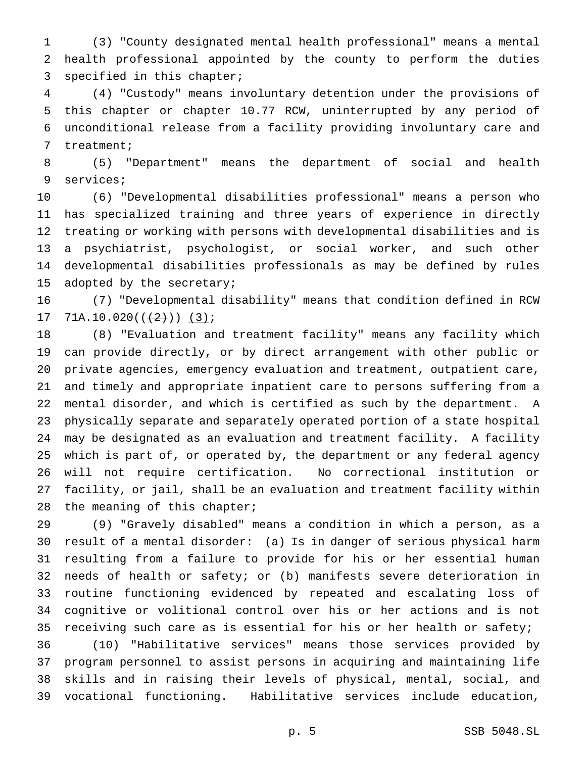(3) "County designated mental health professional" means a mental health professional appointed by the county to perform the duties specified in this chapter;

(4) "Custody" means involuntary detention under the provisions of this chapter or chapter 10.77 RCW, uninterrupted by any period of unconditional release from a facility providing involuntary care and treatment;

(5) "Department" means the department of social and health services;

(6) "Developmental disabilities professional" means a person who has specialized training and three years of experience in directly treating or working with persons with developmental disabilities and is a psychiatrist, psychologist, or social worker, and such other developmental disabilities professionals as may be defined by rules adopted by the secretary;

(7) "Developmental disability" means that condition defined in RCW 71A.10.020((~~(2)~~)) <u>(3)</u>;

(8) "Evaluation and treatment facility" means any facility which can provide directly, or by direct arrangement with other public or private agencies, emergency evaluation and treatment, outpatient care, and timely and appropriate inpatient care to persons suffering from a mental disorder, and which is certified as such by the department. A physically separate and separately operated portion of a state hospital may be designated as an evaluation and treatment facility. A facility which is part of, or operated by, the department or any federal agency will not require certification. No correctional institution or facility, or jail, shall be an evaluation and treatment facility within the meaning of this chapter;

(9) "Gravely disabled" means a condition in which a person, as a result of a mental disorder: (a) Is in danger of serious physical harm resulting from a failure to provide for his or her essential human needs of health or safety; or (b) manifests severe deterioration in routine functioning evidenced by repeated and escalating loss of cognitive or volitional control over his or her actions and is not receiving such care as is essential for his or her health or safety;

(10) "Habilitative services" means those services provided by program personnel to assist persons in acquiring and maintaining life skills and in raising their levels of physical, mental, social, and vocational functioning. Habilitative services include education,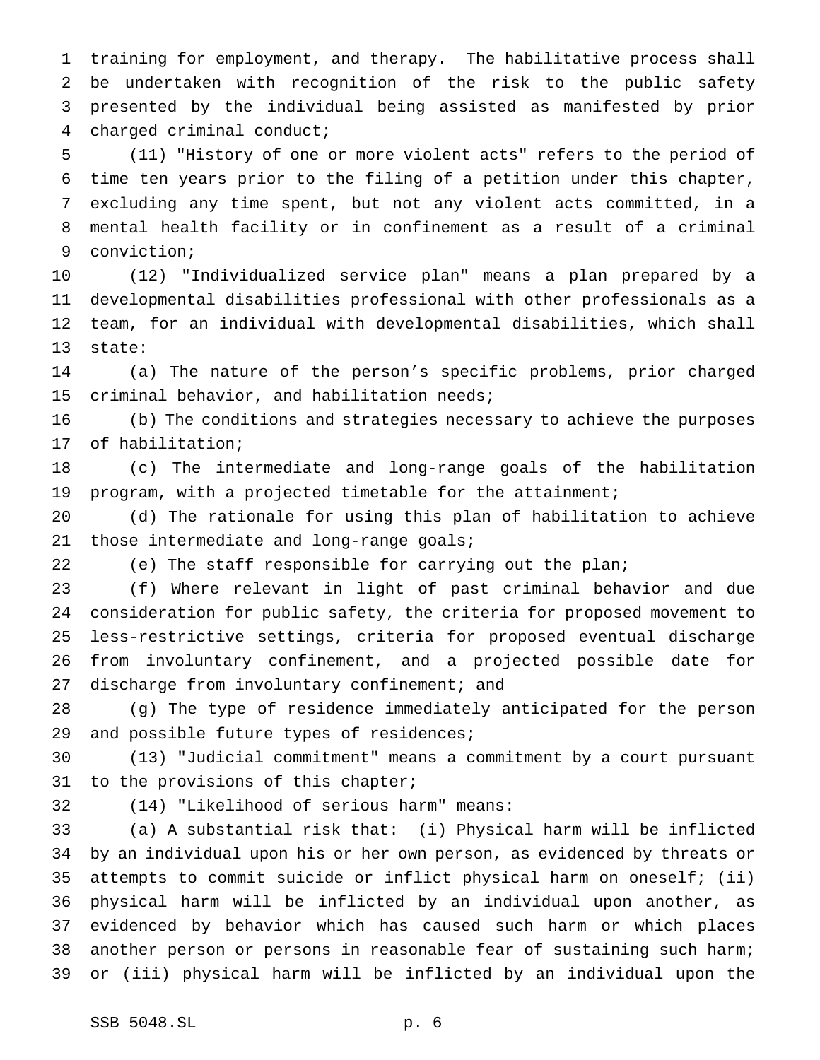training for employment, and therapy. The habilitative process shall be undertaken with recognition of the risk to the public safety presented by the individual being assisted as manifested by prior charged criminal conduct;

(11) "History of one or more violent acts" refers to the period of time ten years prior to the filing of a petition under this chapter, excluding any time spent, but not any violent acts committed, in a mental health facility or in confinement as a result of a criminal conviction;

(12) "Individualized service plan" means a plan prepared by a developmental disabilities professional with other professionals as a team, for an individual with developmental disabilities, which shall state:

(a) The nature of the person's specific problems, prior charged criminal behavior, and habilitation needs;

(b) The conditions and strategies necessary to achieve the purposes of habilitation;

(c) The intermediate and long-range goals of the habilitation program, with a projected timetable for the attainment;

(d) The rationale for using this plan of habilitation to achieve those intermediate and long-range goals;

(e) The staff responsible for carrying out the plan;

(f) Where relevant in light of past criminal behavior and due consideration for public safety, the criteria for proposed movement to less-restrictive settings, criteria for proposed eventual discharge from involuntary confinement, and a projected possible date for discharge from involuntary confinement; and

(g) The type of residence immediately anticipated for the person and possible future types of residences;

(13) "Judicial commitment" means a commitment by a court pursuant to the provisions of this chapter;

(14) "Likelihood of serious harm" means:

(a) A substantial risk that: (i) Physical harm will be inflicted by an individual upon his or her own person, as evidenced by threats or attempts to commit suicide or inflict physical harm on oneself; (ii) physical harm will be inflicted by an individual upon another, as evidenced by behavior which has caused such harm or which places another person or persons in reasonable fear of sustaining such harm; or (iii) physical harm will be inflicted by an individual upon the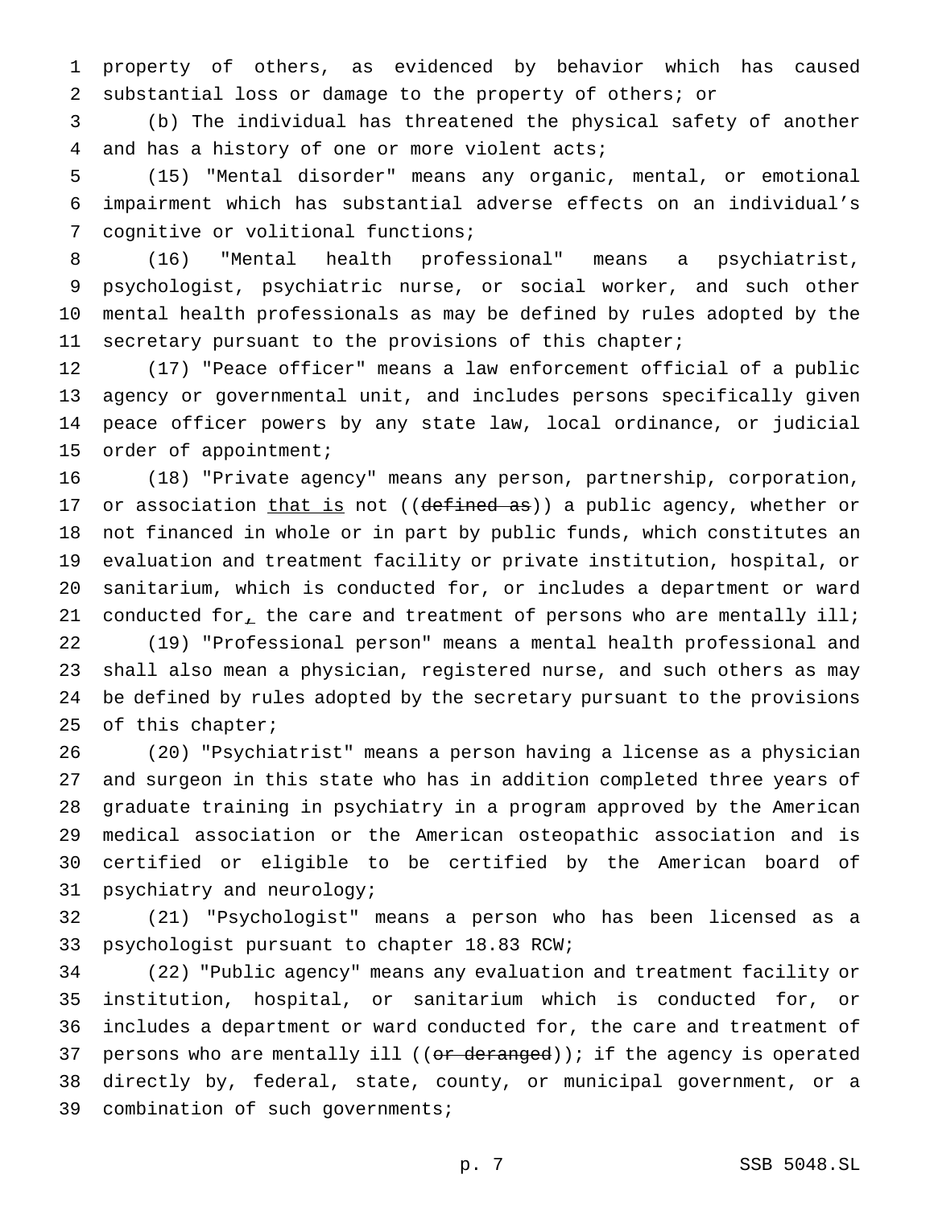property of others, as evidenced by behavior which has caused substantial loss or damage to the property of others; or

(b) The individual has threatened the physical safety of another and has a history of one or more violent acts;

(15) "Mental disorder" means any organic, mental, or emotional impairment which has substantial adverse effects on an individual's cognitive or volitional functions;

(16) "Mental health professional" means a psychiatrist, psychologist, psychiatric nurse, or social worker, and such other mental health professionals as may be defined by rules adopted by the secretary pursuant to the provisions of this chapter;

(17) "Peace officer" means a law enforcement official of a public agency or governmental unit, and includes persons specifically given peace officer powers by any state law, local ordinance, or judicial order of appointment;

(18) "Private agency" means any person, partnership, corporation, or association <u>that is</u> not ((~~defined as~~)) a public agency, whether or not financed in whole or in part by public funds, which constitutes an evaluation and treatment facility or private institution, hospital, or sanitarium, which is conducted for, or includes a department or ward conducted for<u>,</u> the care and treatment of persons who are mentally ill;

(19) "Professional person" means a mental health professional and shall also mean a physician, registered nurse, and such others as may be defined by rules adopted by the secretary pursuant to the provisions of this chapter;

(20) "Psychiatrist" means a person having a license as a physician and surgeon in this state who has in addition completed three years of graduate training in psychiatry in a program approved by the American medical association or the American osteopathic association and is certified or eligible to be certified by the American board of psychiatry and neurology;

(21) "Psychologist" means a person who has been licensed as a psychologist pursuant to chapter 18.83 RCW;

(22) "Public agency" means any evaluation and treatment facility or institution, hospital, or sanitarium which is conducted for, or includes a department or ward conducted for, the care and treatment of persons who are mentally ill ((~~or deranged~~)); if the agency is operated directly by, federal, state, county, or municipal government, or a combination of such governments;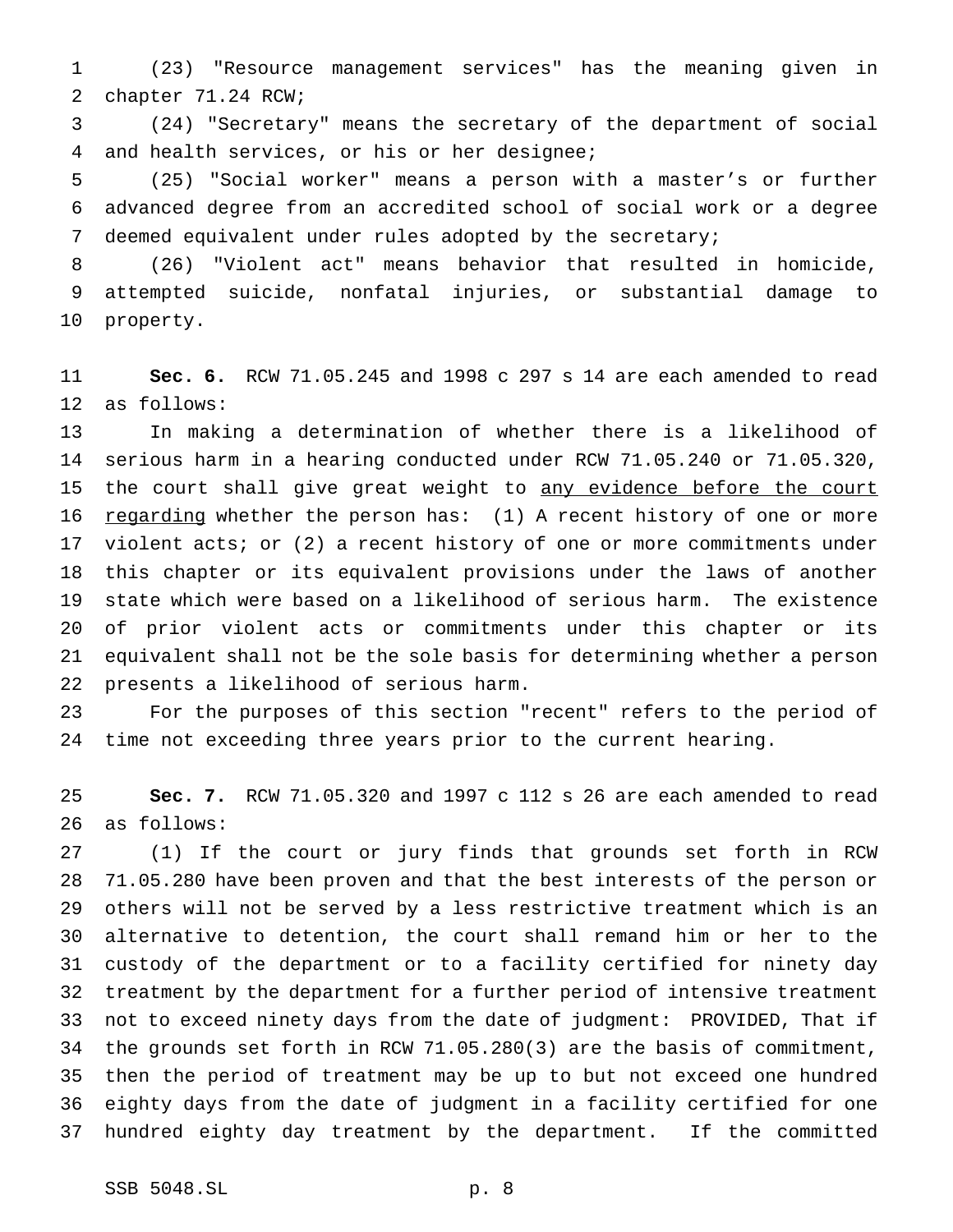(23) "Resource management services" has the meaning given in chapter 71.24 RCW;

(24) "Secretary" means the secretary of the department of social and health services, or his or her designee;

(25) "Social worker" means a person with a master's or further advanced degree from an accredited school of social work or a degree deemed equivalent under rules adopted by the secretary;

(26) "Violent act" means behavior that resulted in homicide, attempted suicide, nonfatal injuries, or substantial damage to property.

**Sec. 6.** RCW 71.05.245 and 1998 c 297 s 14 are each amended to read as follows:

In making a determination of whether there is a likelihood of serious harm in a hearing conducted under RCW 71.05.240 or 71.05.320, the court shall give great weight to <u>any evidence before the court regarding</u> whether the person has: (1) A recent history of one or more violent acts; or (2) a recent history of one or more commitments under this chapter or its equivalent provisions under the laws of another state which were based on a likelihood of serious harm. The existence of prior violent acts or commitments under this chapter or its equivalent shall not be the sole basis for determining whether a person presents a likelihood of serious harm.

For the purposes of this section "recent" refers to the period of time not exceeding three years prior to the current hearing.

**Sec. 7.** RCW 71.05.320 and 1997 c 112 s 26 are each amended to read as follows:

(1) If the court or jury finds that grounds set forth in RCW 71.05.280 have been proven and that the best interests of the person or others will not be served by a less restrictive treatment which is an alternative to detention, the court shall remand him or her to the custody of the department or to a facility certified for ninety day treatment by the department for a further period of intensive treatment not to exceed ninety days from the date of judgment: PROVIDED, That if the grounds set forth in RCW 71.05.280(3) are the basis of commitment, then the period of treatment may be up to but not exceed one hundred eighty days from the date of judgment in a facility certified for one hundred eighty day treatment by the department. If the committed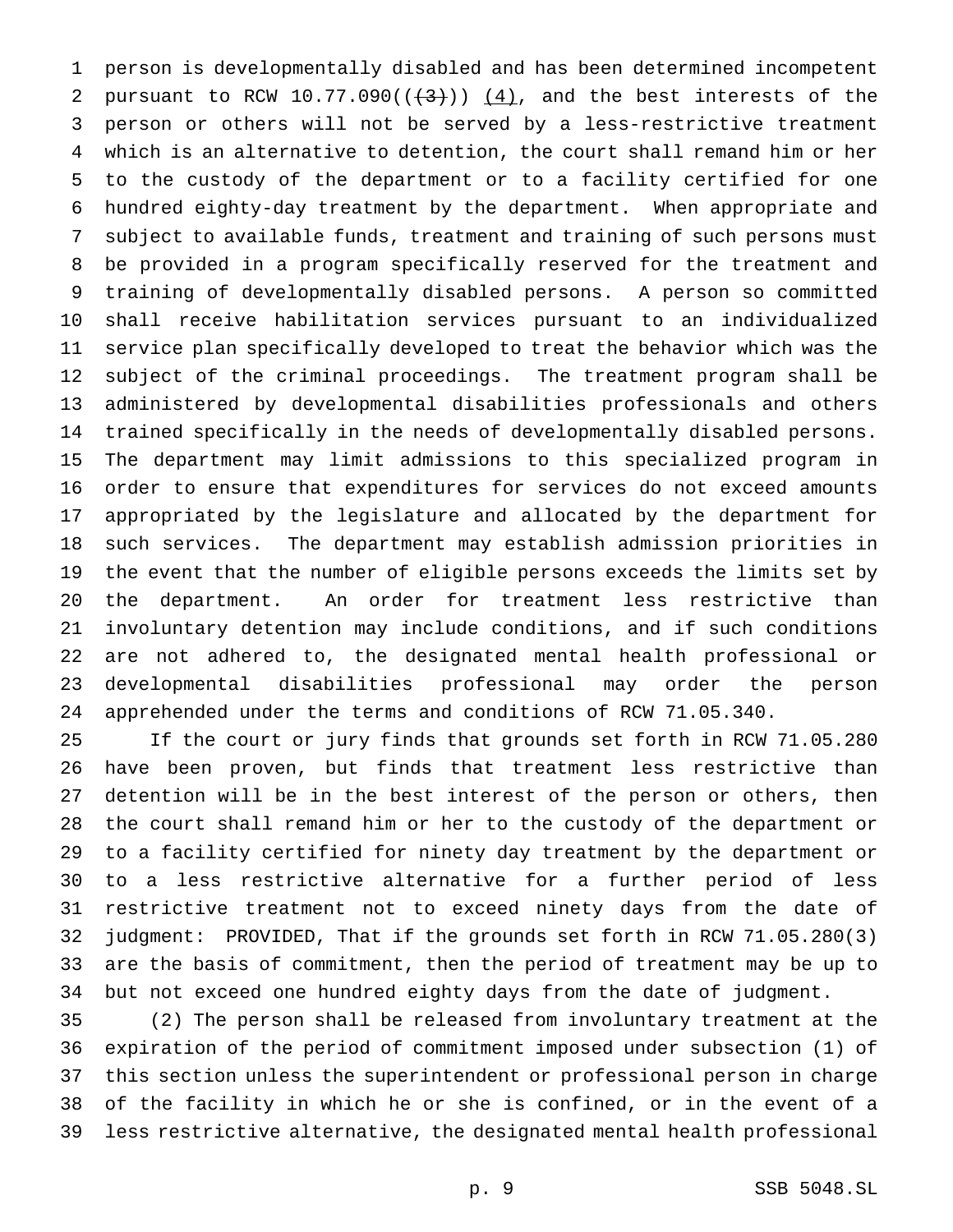person is developmentally disabled and has been determined incompetent pursuant to RCW 10.77.090(((3))) (4), and the best interests of the person or others will not be served by a less-restrictive treatment which is an alternative to detention, the court shall remand him or her to the custody of the department or to a facility certified for one hundred eighty-day treatment by the department. When appropriate and subject to available funds, treatment and training of such persons must be provided in a program specifically reserved for the treatment and training of developmentally disabled persons. A person so committed shall receive habilitation services pursuant to an individualized service plan specifically developed to treat the behavior which was the subject of the criminal proceedings. The treatment program shall be administered by developmental disabilities professionals and others trained specifically in the needs of developmentally disabled persons. The department may limit admissions to this specialized program in order to ensure that expenditures for services do not exceed amounts appropriated by the legislature and allocated by the department for such services. The department may establish admission priorities in the event that the number of eligible persons exceeds the limits set by the department. An order for treatment less restrictive than involuntary detention may include conditions, and if such conditions are not adhered to, the designated mental health professional or developmental disabilities professional may order the person apprehended under the terms and conditions of RCW 71.05.340.

If the court or jury finds that grounds set forth in RCW 71.05.280 have been proven, but finds that treatment less restrictive than detention will be in the best interest of the person or others, then the court shall remand him or her to the custody of the department or to a facility certified for ninety day treatment by the department or to a less restrictive alternative for a further period of less restrictive treatment not to exceed ninety days from the date of judgment: PROVIDED, That if the grounds set forth in RCW 71.05.280(3) are the basis of commitment, then the period of treatment may be up to but not exceed one hundred eighty days from the date of judgment.

(2) The person shall be released from involuntary treatment at the expiration of the period of commitment imposed under subsection (1) of this section unless the superintendent or professional person in charge of the facility in which he or she is confined, or in the event of a less restrictive alternative, the designated mental health professional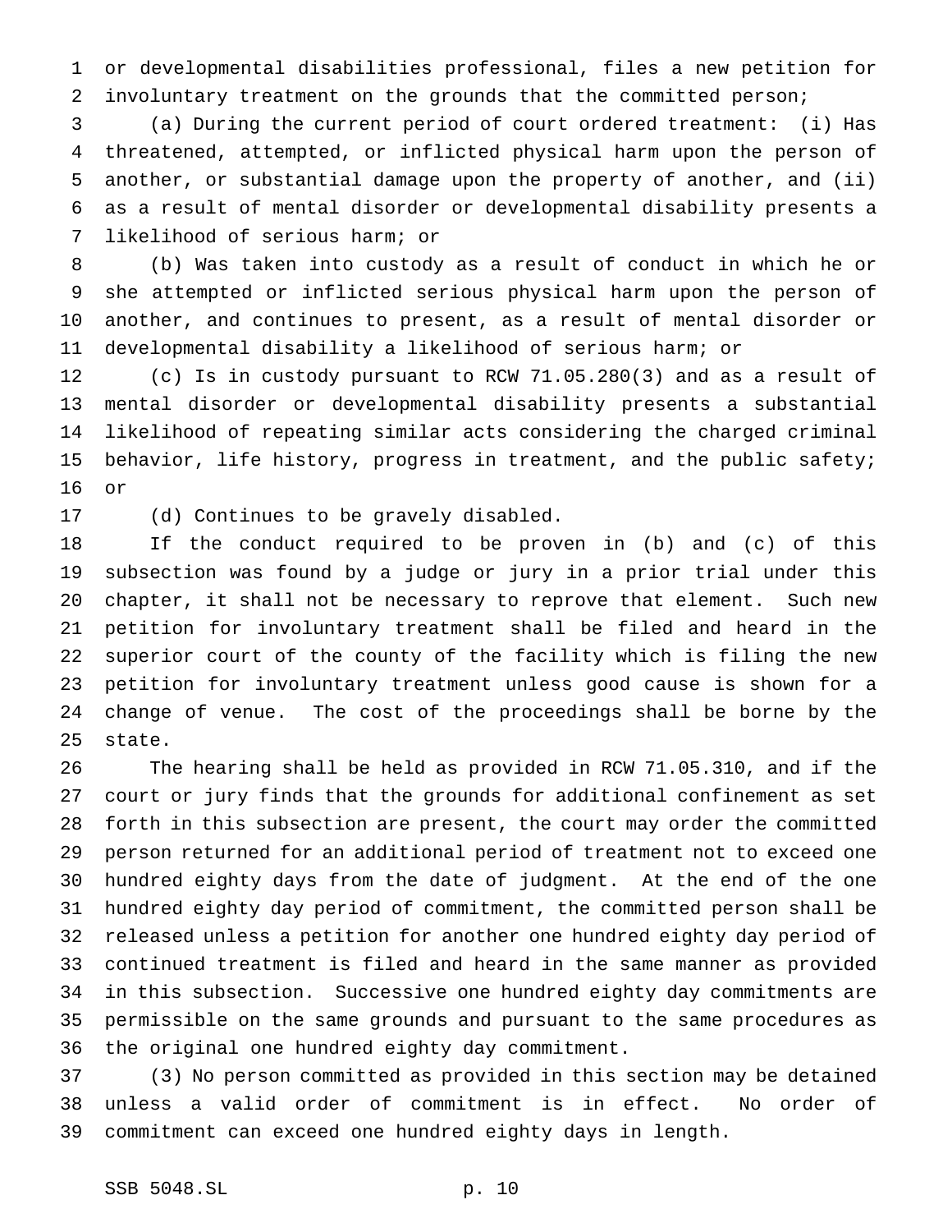or developmental disabilities professional, files a new petition for involuntary treatment on the grounds that the committed person;

(a) During the current period of court ordered treatment: (i) Has threatened, attempted, or inflicted physical harm upon the person of another, or substantial damage upon the property of another, and (ii) as a result of mental disorder or developmental disability presents a likelihood of serious harm; or

(b) Was taken into custody as a result of conduct in which he or she attempted or inflicted serious physical harm upon the person of another, and continues to present, as a result of mental disorder or developmental disability a likelihood of serious harm; or

(c) Is in custody pursuant to RCW 71.05.280(3) and as a result of mental disorder or developmental disability presents a substantial likelihood of repeating similar acts considering the charged criminal behavior, life history, progress in treatment, and the public safety; or

(d) Continues to be gravely disabled.

If the conduct required to be proven in (b) and (c) of this subsection was found by a judge or jury in a prior trial under this chapter, it shall not be necessary to reprove that element. Such new petition for involuntary treatment shall be filed and heard in the superior court of the county of the facility which is filing the new petition for involuntary treatment unless good cause is shown for a change of venue. The cost of the proceedings shall be borne by the state.

The hearing shall be held as provided in RCW 71.05.310, and if the court or jury finds that the grounds for additional confinement as set forth in this subsection are present, the court may order the committed person returned for an additional period of treatment not to exceed one hundred eighty days from the date of judgment. At the end of the one hundred eighty day period of commitment, the committed person shall be released unless a petition for another one hundred eighty day period of continued treatment is filed and heard in the same manner as provided in this subsection. Successive one hundred eighty day commitments are permissible on the same grounds and pursuant to the same procedures as the original one hundred eighty day commitment.

(3) No person committed as provided in this section may be detained unless a valid order of commitment is in effect. No order of commitment can exceed one hundred eighty days in length.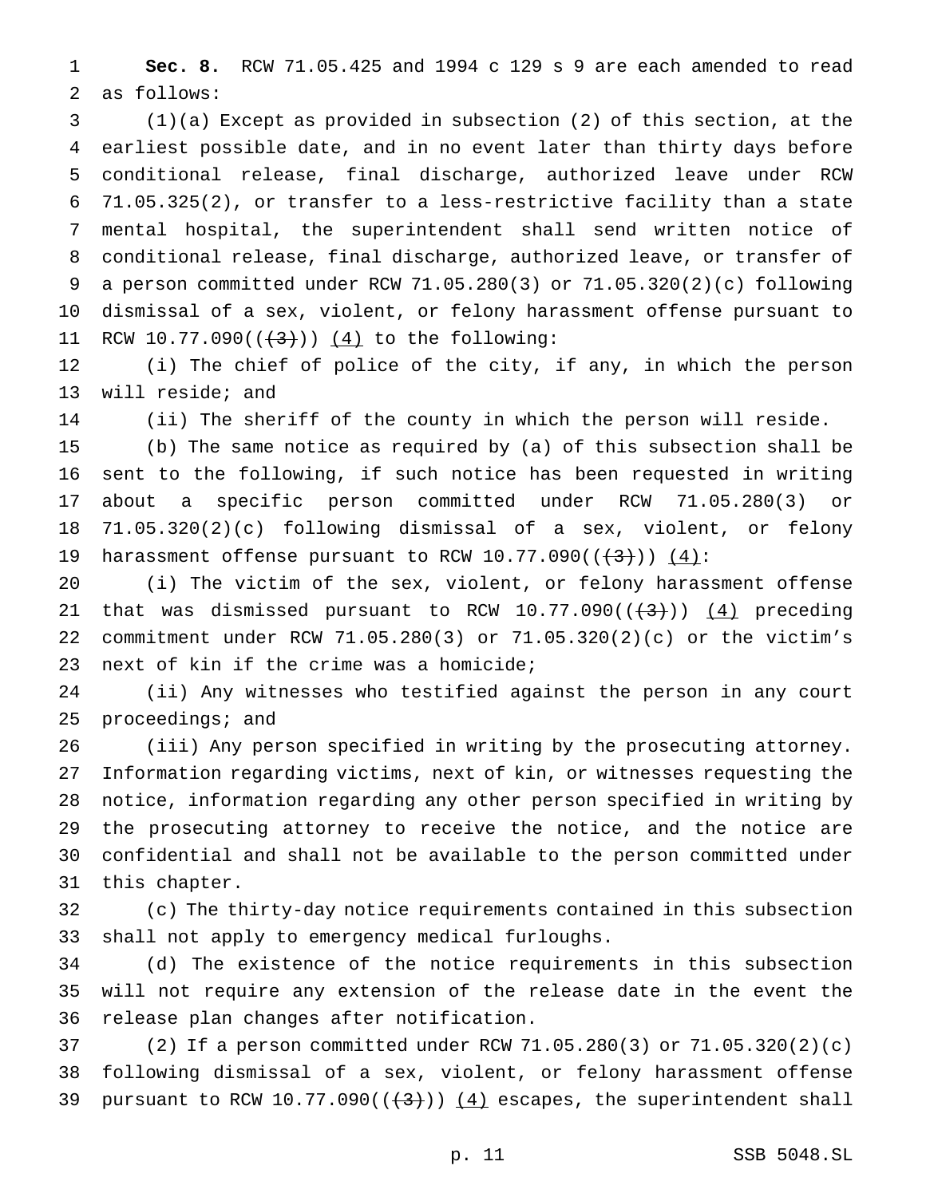**Sec. 8.** RCW 71.05.425 and 1994 c 129 s 9 are each amended to read as follows:

(1)(a) Except as provided in subsection (2) of this section, at the earliest possible date, and in no event later than thirty days before conditional release, final discharge, authorized leave under RCW 71.05.325(2), or transfer to a less-restrictive facility than a state mental hospital, the superintendent shall send written notice of conditional release, final discharge, authorized leave, or transfer of a person committed under RCW 71.05.280(3) or 71.05.320(2)(c) following dismissal of a sex, violent, or felony harassment offense pursuant to RCW 10.77.090((~~(3)~~)) (4) to the following:

(i) The chief of police of the city, if any, in which the person will reside; and

(ii) The sheriff of the county in which the person will reside.

(b) The same notice as required by (a) of this subsection shall be sent to the following, if such notice has been requested in writing about a specific person committed under RCW 71.05.280(3) or 71.05.320(2)(c) following dismissal of a sex, violent, or felony harassment offense pursuant to RCW 10.77.090((~~(3)~~)) (4):

(i) The victim of the sex, violent, or felony harassment offense that was dismissed pursuant to RCW 10.77.090((~~(3)~~)) (4) preceding commitment under RCW 71.05.280(3) or 71.05.320(2)(c) or the victim's next of kin if the crime was a homicide;

(ii) Any witnesses who testified against the person in any court proceedings; and

(iii) Any person specified in writing by the prosecuting attorney. Information regarding victims, next of kin, or witnesses requesting the notice, information regarding any other person specified in writing by the prosecuting attorney to receive the notice, and the notice are confidential and shall not be available to the person committed under this chapter.

(c) The thirty-day notice requirements contained in this subsection shall not apply to emergency medical furloughs.

(d) The existence of the notice requirements in this subsection will not require any extension of the release date in the event the release plan changes after notification.

(2) If a person committed under RCW 71.05.280(3) or 71.05.320(2)(c) following dismissal of a sex, violent, or felony harassment offense pursuant to RCW 10.77.090((~~(3)~~)) (4) escapes, the superintendent shall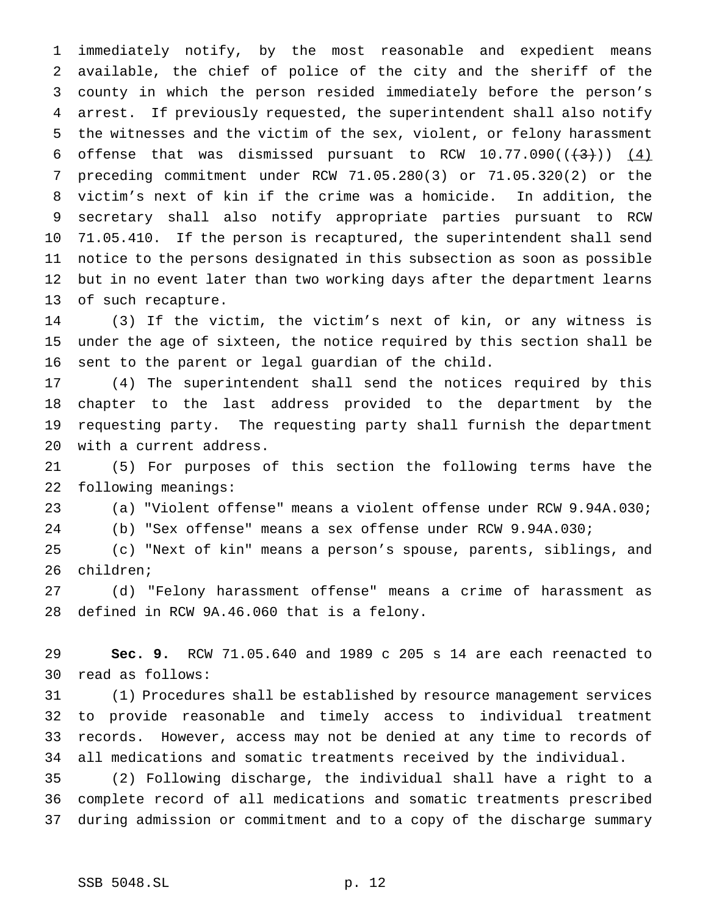immediately notify, by the most reasonable and expedient means available, the chief of police of the city and the sheriff of the county in which the person resided immediately before the person's arrest. If previously requested, the superintendent shall also notify the witnesses and the victim of the sex, violent, or felony harassment offense that was dismissed pursuant to RCW 10.77.090((~~(3)~~)) (4) preceding commitment under RCW 71.05.280(3) or 71.05.320(2) or the victim's next of kin if the crime was a homicide. In addition, the secretary shall also notify appropriate parties pursuant to RCW 71.05.410. If the person is recaptured, the superintendent shall send notice to the persons designated in this subsection as soon as possible but in no event later than two working days after the department learns of such recapture.

(3) If the victim, the victim's next of kin, or any witness is under the age of sixteen, the notice required by this section shall be sent to the parent or legal guardian of the child.

(4) The superintendent shall send the notices required by this chapter to the last address provided to the department by the requesting party. The requesting party shall furnish the department with a current address.

(5) For purposes of this section the following terms have the following meanings:

(a) "Violent offense" means a violent offense under RCW 9.94A.030;

(b) "Sex offense" means a sex offense under RCW 9.94A.030;

(c) "Next of kin" means a person's spouse, parents, siblings, and children;

(d) "Felony harassment offense" means a crime of harassment as defined in RCW 9A.46.060 that is a felony.

**Sec. 9.** RCW 71.05.640 and 1989 c 205 s 14 are each reenacted to read as follows:

(1) Procedures shall be established by resource management services to provide reasonable and timely access to individual treatment records. However, access may not be denied at any time to records of all medications and somatic treatments received by the individual.

(2) Following discharge, the individual shall have a right to a complete record of all medications and somatic treatments prescribed during admission or commitment and to a copy of the discharge summary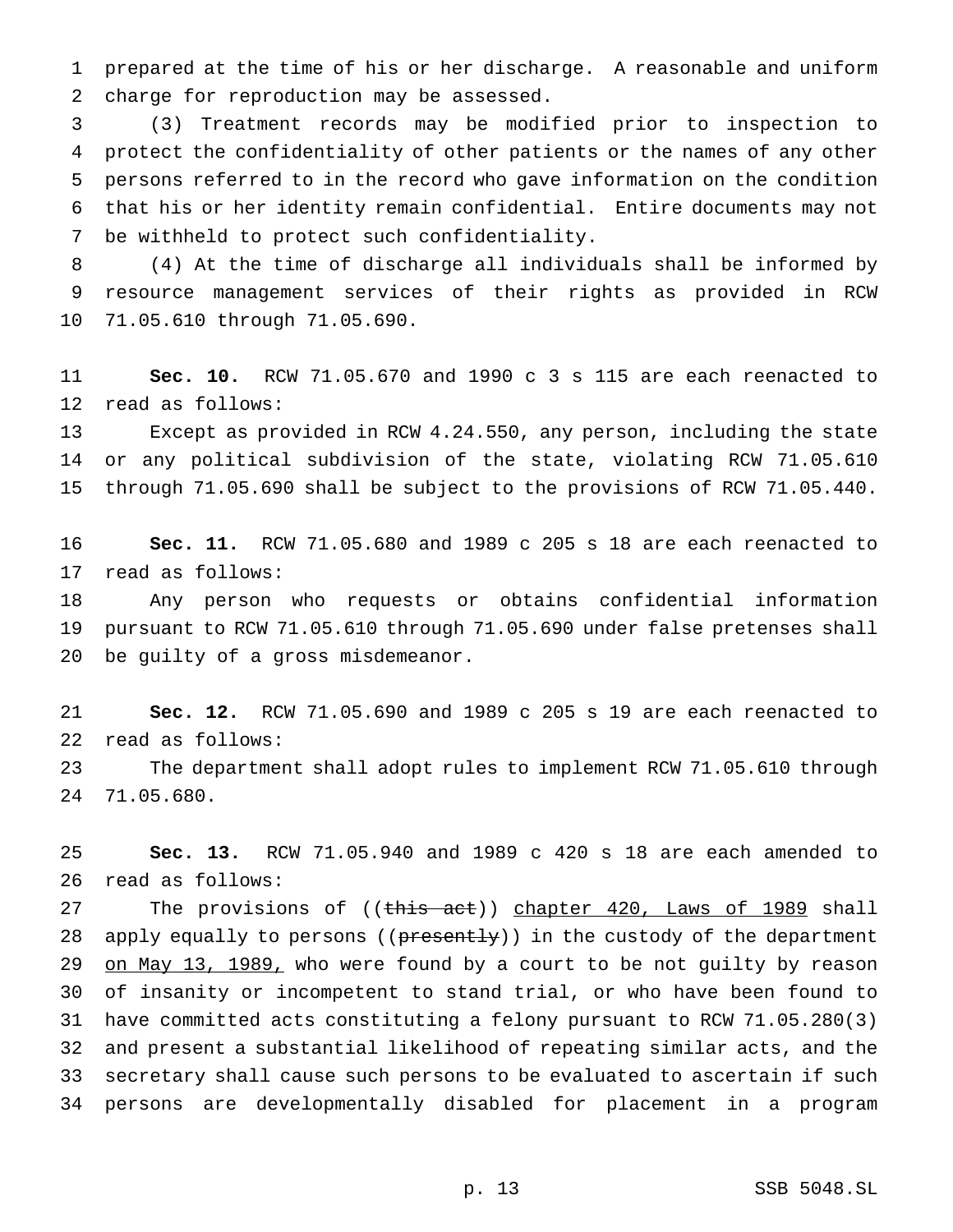prepared at the time of his or her discharge. A reasonable and uniform charge for reproduction may be assessed.

(3) Treatment records may be modified prior to inspection to protect the confidentiality of other patients or the names of any other persons referred to in the record who gave information on the condition that his or her identity remain confidential. Entire documents may not be withheld to protect such confidentiality.

(4) At the time of discharge all individuals shall be informed by resource management services of their rights as provided in RCW 71.05.610 through 71.05.690.

**Sec. 10.** RCW 71.05.670 and 1990 c 3 s 115 are each reenacted to read as follows:

Except as provided in RCW 4.24.550, any person, including the state or any political subdivision of the state, violating RCW 71.05.610 through 71.05.690 shall be subject to the provisions of RCW 71.05.440.

**Sec. 11.** RCW 71.05.680 and 1989 c 205 s 18 are each reenacted to read as follows:

Any person who requests or obtains confidential information pursuant to RCW 71.05.610 through 71.05.690 under false pretenses shall be guilty of a gross misdemeanor.

**Sec. 12.** RCW 71.05.690 and 1989 c 205 s 19 are each reenacted to read as follows:

The department shall adopt rules to implement RCW 71.05.610 through 71.05.680.

**Sec. 13.** RCW 71.05.940 and 1989 c 420 s 18 are each amended to read as follows:

The provisions of ((~~this act~~)) <u>chapter 420, Laws of 1989</u> shall apply equally to persons ((~~presently~~)) in the custody of the department <u>on May 13, 1989,</u> who were found by a court to be not guilty by reason of insanity or incompetent to stand trial, or who have been found to have committed acts constituting a felony pursuant to RCW 71.05.280(3) and present a substantial likelihood of repeating similar acts, and the secretary shall cause such persons to be evaluated to ascertain if such persons are developmentally disabled for placement in a program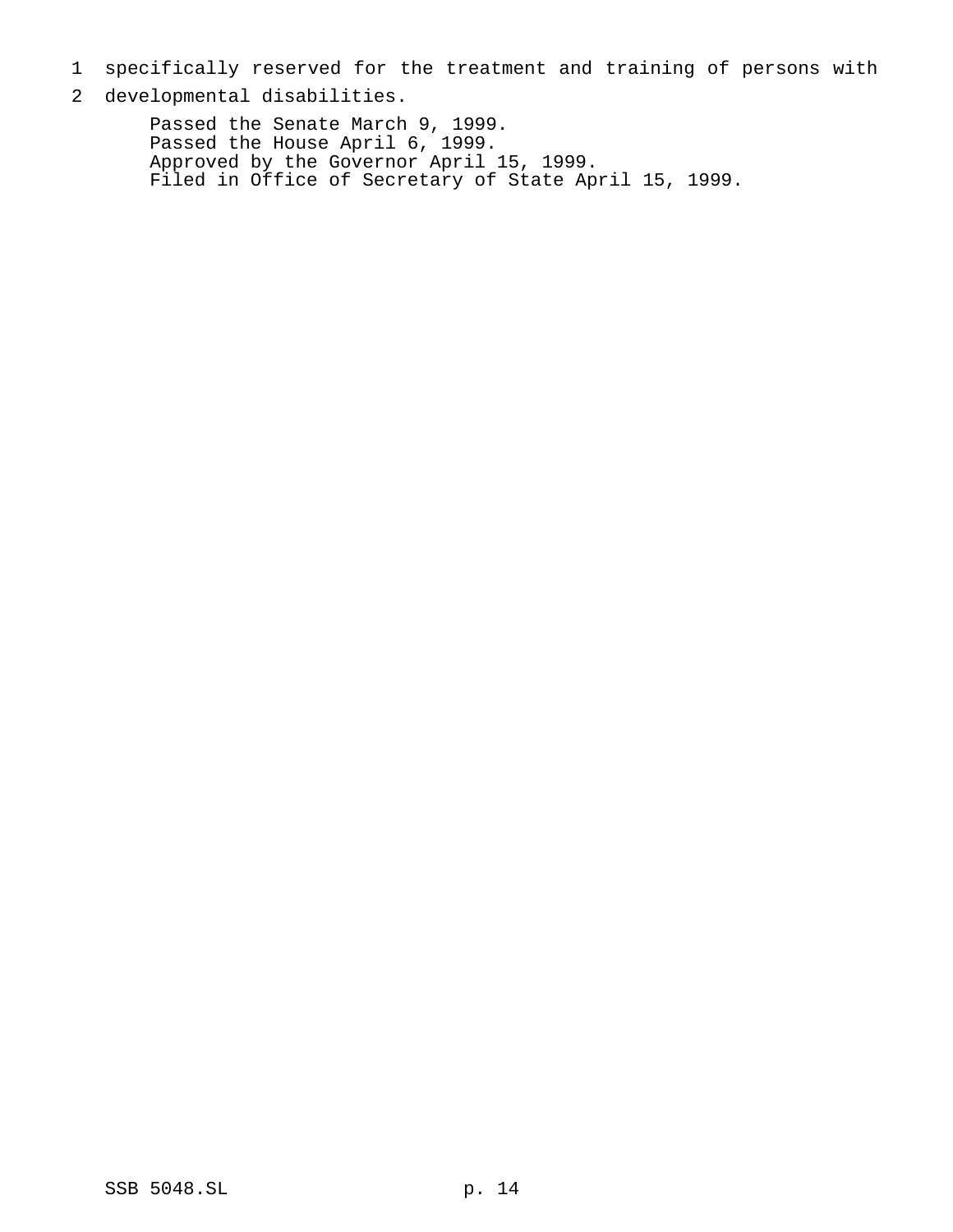specifically reserved for the treatment and training of persons with developmental disabilities.

Passed the Senate March 9, 1999.
Passed the House April 6, 1999.
Approved by the Governor April 15, 1999.
Filed in Office of Secretary of State April 15, 1999.